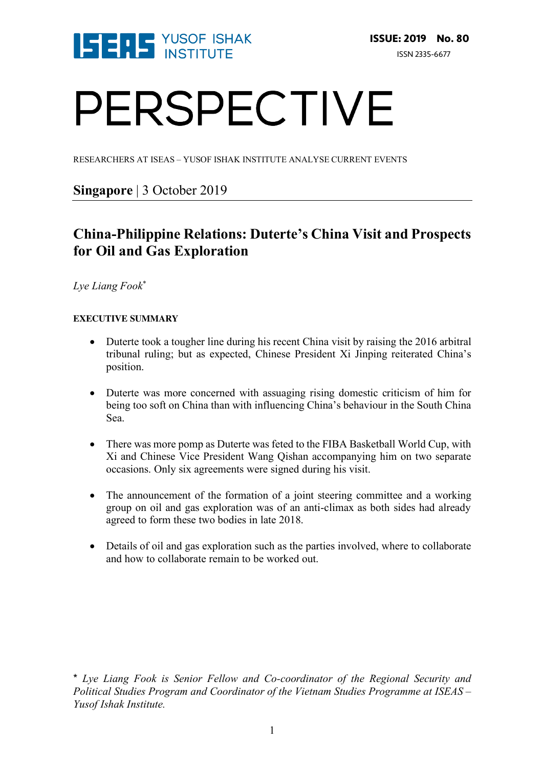ISEAS YUSOF ISHAK INSTITUTE

**ISSUE: 2019 No. 80**

ISSN 2335-6677

# PERSPECTIVE

RESEARCHERS AT ISEAS – YUSOF ISHAK INSTITUTE ANALYSE CURRENT EVENTS

**Singapore** | 3 October 2019

## China-Philippine Relations: Duterte's China Visit and Prospects for Oil and Gas Exploration

*Lye Liang Fook*[*]

**EXECUTIVE SUMMARY**

- Duterte took a tougher line during his recent China visit by raising the 2016 arbitral tribunal ruling; but as expected, Chinese President Xi Jinping reiterated China's position.
- Duterte was more concerned with assuaging rising domestic criticism of him for being too soft on China than with influencing China's behaviour in the South China Sea.
- There was more pomp as Duterte was feted to the FIBA Basketball World Cup, with Xi and Chinese Vice President Wang Qishan accompanying him on two separate occasions. Only six agreements were signed during his visit.
- The announcement of the formation of a joint steering committee and a working group on oil and gas exploration was of an anti-climax as both sides had already agreed to form these two bodies in late 2018.
- Details of oil and gas exploration such as the parties involved, where to collaborate and how to collaborate remain to be worked out.

[*] *Lye Liang Fook is Senior Fellow and Co-coordinator of the Regional Security and Political Studies Program and Coordinator of the Vietnam Studies Programme at ISEAS – Yusof Ishak Institute.*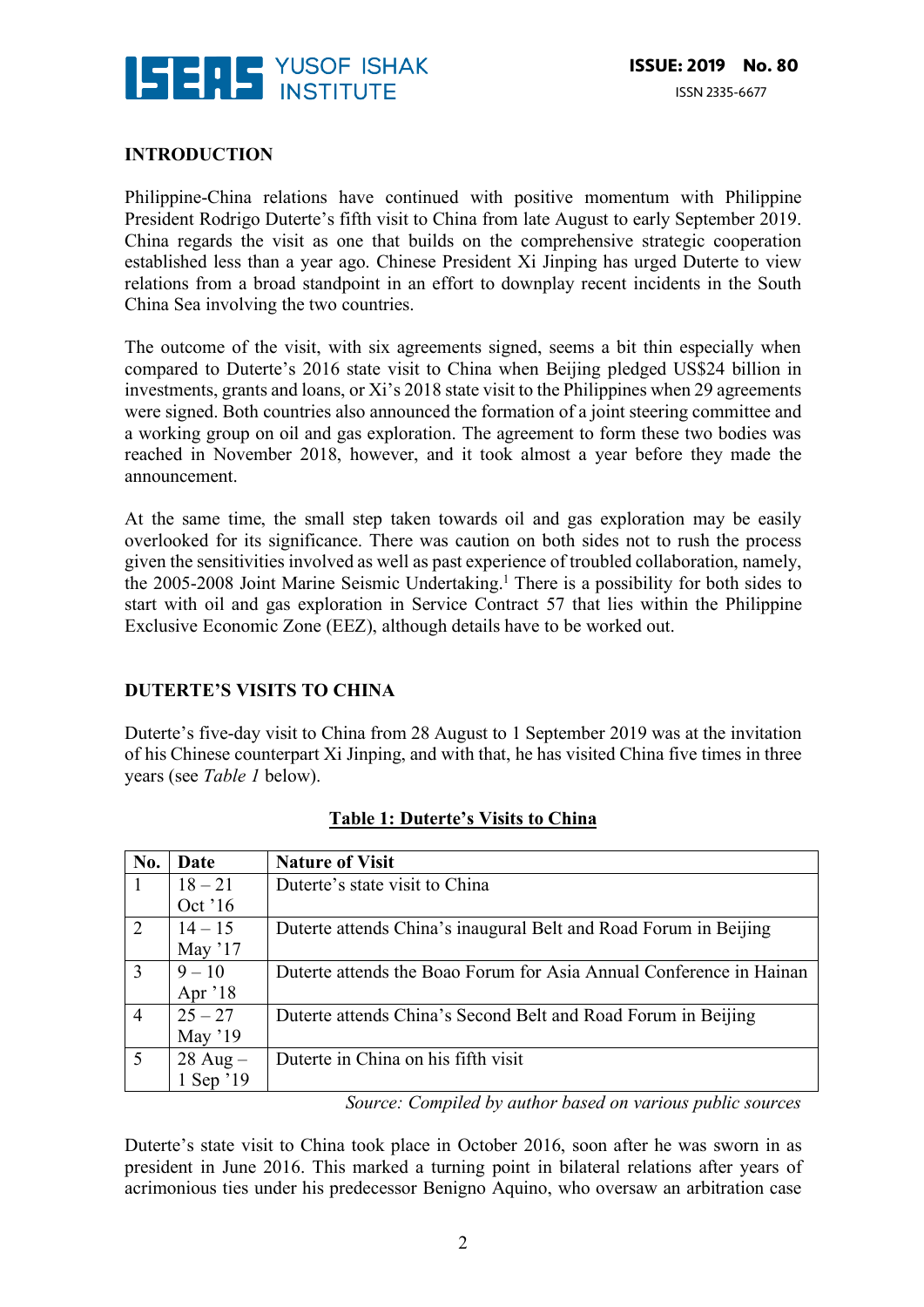## INTRODUCTION

Philippine-China relations have continued with positive momentum with Philippine President Rodrigo Duterte's fifth visit to China from late August to early September 2019. China regards the visit as one that builds on the comprehensive strategic cooperation established less than a year ago. Chinese President Xi Jinping has urged Duterte to view relations from a broad standpoint in an effort to downplay recent incidents in the South China Sea involving the two countries.

The outcome of the visit, with six agreements signed, seems a bit thin especially when compared to Duterte's 2016 state visit to China when Beijing pledged US$24 billion in investments, grants and loans, or Xi's 2018 state visit to the Philippines when 29 agreements were signed. Both countries also announced the formation of a joint steering committee and a working group on oil and gas exploration. The agreement to form these two bodies was reached in November 2018, however, and it took almost a year before they made the announcement.

At the same time, the small step taken towards oil and gas exploration may be easily overlooked for its significance. There was caution on both sides not to rush the process given the sensitivities involved as well as past experience of troubled collaboration, namely, the 2005-2008 Joint Marine Seismic Undertaking.[1] There is a possibility for both sides to start with oil and gas exploration in Service Contract 57 that lies within the Philippine Exclusive Economic Zone (EEZ), although details have to be worked out.

## DUTERTE'S VISITS TO CHINA

Duterte's five-day visit to China from 28 August to 1 September 2019 was at the invitation of his Chinese counterpart Xi Jinping, and with that, he has visited China five times in three years (see *Table 1* below).

**Table 1: Duterte's Visits to China**

| No. | Date | Nature of Visit |
|---|---|---|
| 1 | 18 – 21 Oct '16 | Duterte's state visit to China |
| 2 | 14 – 15 May '17 | Duterte attends China's inaugural Belt and Road Forum in Beijing |
| 3 | 9 – 10 Apr '18 | Duterte attends the Boao Forum for Asia Annual Conference in Hainan |
| 4 | 25 – 27 May '19 | Duterte attends China's Second Belt and Road Forum in Beijing |
| 5 | 28 Aug – 1 Sep '19 | Duterte in China on his fifth visit |

*Source: Compiled by author based on various public sources*

Duterte's state visit to China took place in October 2016, soon after he was sworn in as president in June 2016. This marked a turning point in bilateral relations after years of acrimonious ties under his predecessor Benigno Aquino, who oversaw an arbitration case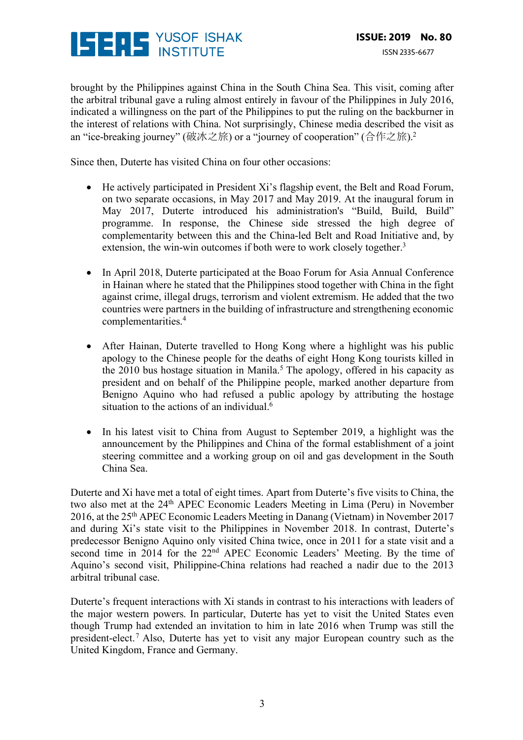brought by the Philippines against China in the South China Sea. This visit, coming after the arbitral tribunal gave a ruling almost entirely in favour of the Philippines in July 2016, indicated a willingness on the part of the Philippines to put the ruling on the backburner in the interest of relations with China. Not surprisingly, Chinese media described the visit as an "ice-breaking journey" (破冰之旅) or a "journey of cooperation" (合作之旅).[2]

Since then, Duterte has visited China on four other occasions:

- He actively participated in President Xi's flagship event, the Belt and Road Forum, on two separate occasions, in May 2017 and May 2019. At the inaugural forum in May 2017, Duterte introduced his administration's "Build, Build, Build" programme. In response, the Chinese side stressed the high degree of complementarity between this and the China-led Belt and Road Initiative and, by extension, the win-win outcomes if both were to work closely together.[3]

- In April 2018, Duterte participated at the Boao Forum for Asia Annual Conference in Hainan where he stated that the Philippines stood together with China in the fight against crime, illegal drugs, terrorism and violent extremism. He added that the two countries were partners in the building of infrastructure and strengthening economic complementarities.[4]

- After Hainan, Duterte travelled to Hong Kong where a highlight was his public apology to the Chinese people for the deaths of eight Hong Kong tourists killed in the 2010 bus hostage situation in Manila.[5] The apology, offered in his capacity as president and on behalf of the Philippine people, marked another departure from Benigno Aquino who had refused a public apology by attributing the hostage situation to the actions of an individual.[6]

- In his latest visit to China from August to September 2019, a highlight was the announcement by the Philippines and China of the formal establishment of a joint steering committee and a working group on oil and gas development in the South China Sea.

Duterte and Xi have met a total of eight times. Apart from Duterte's five visits to China, the two also met at the 24th APEC Economic Leaders Meeting in Lima (Peru) in November 2016, at the 25th APEC Economic Leaders Meeting in Danang (Vietnam) in November 2017 and during Xi's state visit to the Philippines in November 2018. In contrast, Duterte's predecessor Benigno Aquino only visited China twice, once in 2011 for a state visit and a second time in 2014 for the 22nd APEC Economic Leaders' Meeting. By the time of Aquino's second visit, Philippine-China relations had reached a nadir due to the 2013 arbitral tribunal case.

Duterte's frequent interactions with Xi stands in contrast to his interactions with leaders of the major western powers. In particular, Duterte has yet to visit the United States even though Trump had extended an invitation to him in late 2016 when Trump was still the president-elect.[7] Also, Duterte has yet to visit any major European country such as the United Kingdom, France and Germany.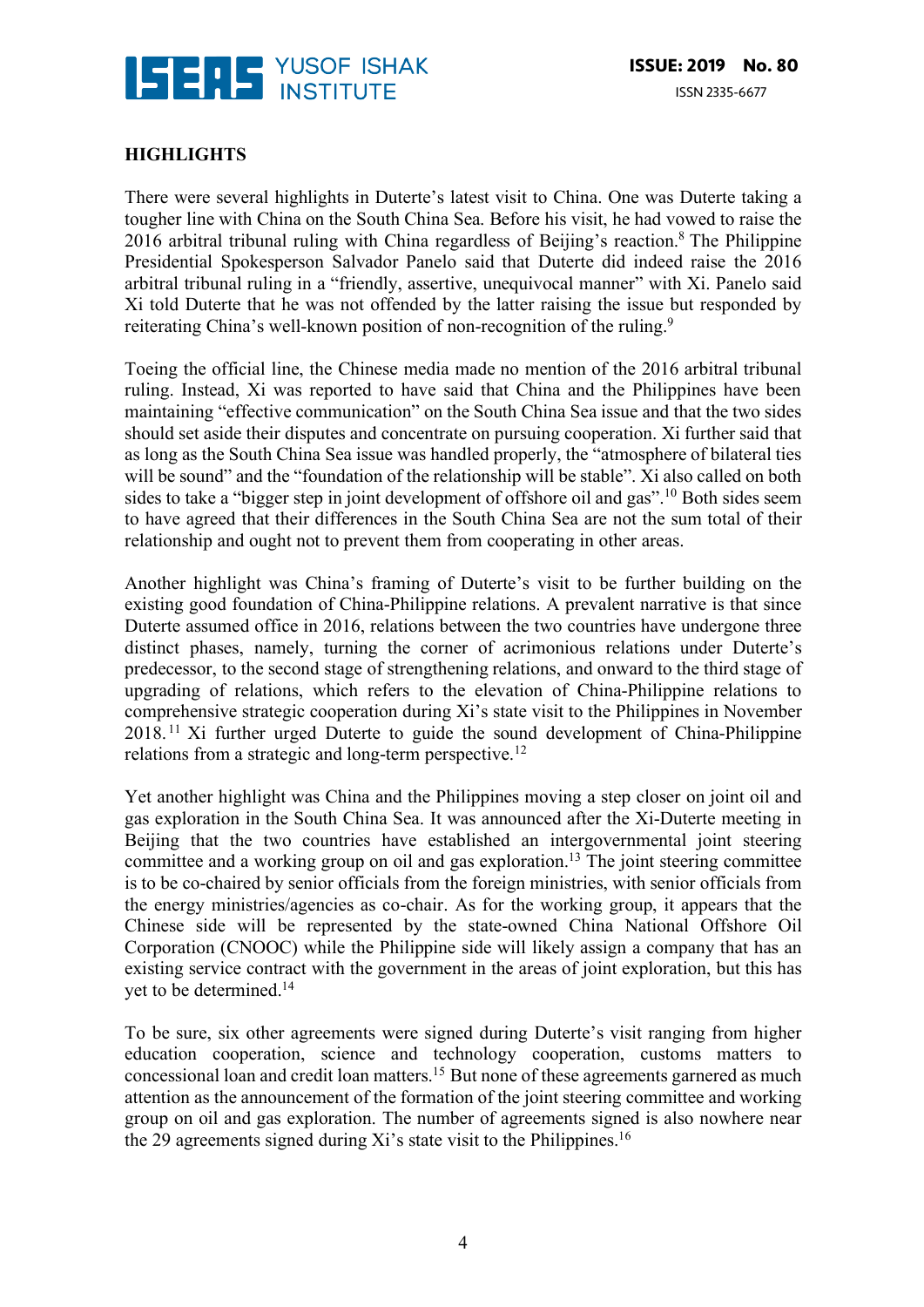**HIGHLIGHTS**

There were several highlights in Duterte's latest visit to China. One was Duterte taking a tougher line with China on the South China Sea. Before his visit, he had vowed to raise the 2016 arbitral tribunal ruling with China regardless of Beijing's reaction.[8] The Philippine Presidential Spokesperson Salvador Panelo said that Duterte did indeed raise the 2016 arbitral tribunal ruling in a "friendly, assertive, unequivocal manner" with Xi. Panelo said Xi told Duterte that he was not offended by the latter raising the issue but responded by reiterating China's well-known position of non-recognition of the ruling.[9]

Toeing the official line, the Chinese media made no mention of the 2016 arbitral tribunal ruling. Instead, Xi was reported to have said that China and the Philippines have been maintaining "effective communication" on the South China Sea issue and that the two sides should set aside their disputes and concentrate on pursuing cooperation. Xi further said that as long as the South China Sea issue was handled properly, the "atmosphere of bilateral ties will be sound" and the "foundation of the relationship will be stable". Xi also called on both sides to take a "bigger step in joint development of offshore oil and gas".[10] Both sides seem to have agreed that their differences in the South China Sea are not the sum total of their relationship and ought not to prevent them from cooperating in other areas.

Another highlight was China's framing of Duterte's visit to be further building on the existing good foundation of China-Philippine relations. A prevalent narrative is that since Duterte assumed office in 2016, relations between the two countries have undergone three distinct phases, namely, turning the corner of acrimonious relations under Duterte's predecessor, to the second stage of strengthening relations, and onward to the third stage of upgrading of relations, which refers to the elevation of China-Philippine relations to comprehensive strategic cooperation during Xi's state visit to the Philippines in November 2018.[11] Xi further urged Duterte to guide the sound development of China-Philippine relations from a strategic and long-term perspective.[12]

Yet another highlight was China and the Philippines moving a step closer on joint oil and gas exploration in the South China Sea. It was announced after the Xi-Duterte meeting in Beijing that the two countries have established an intergovernmental joint steering committee and a working group on oil and gas exploration.[13] The joint steering committee is to be co-chaired by senior officials from the foreign ministries, with senior officials from the energy ministries/agencies as co-chair. As for the working group, it appears that the Chinese side will be represented by the state-owned China National Offshore Oil Corporation (CNOOC) while the Philippine side will likely assign a company that has an existing service contract with the government in the areas of joint exploration, but this has yet to be determined.[14]

To be sure, six other agreements were signed during Duterte's visit ranging from higher education cooperation, science and technology cooperation, customs matters to concessional loan and credit loan matters.[15] But none of these agreements garnered as much attention as the announcement of the formation of the joint steering committee and working group on oil and gas exploration. The number of agreements signed is also nowhere near the 29 agreements signed during Xi's state visit to the Philippines.[16]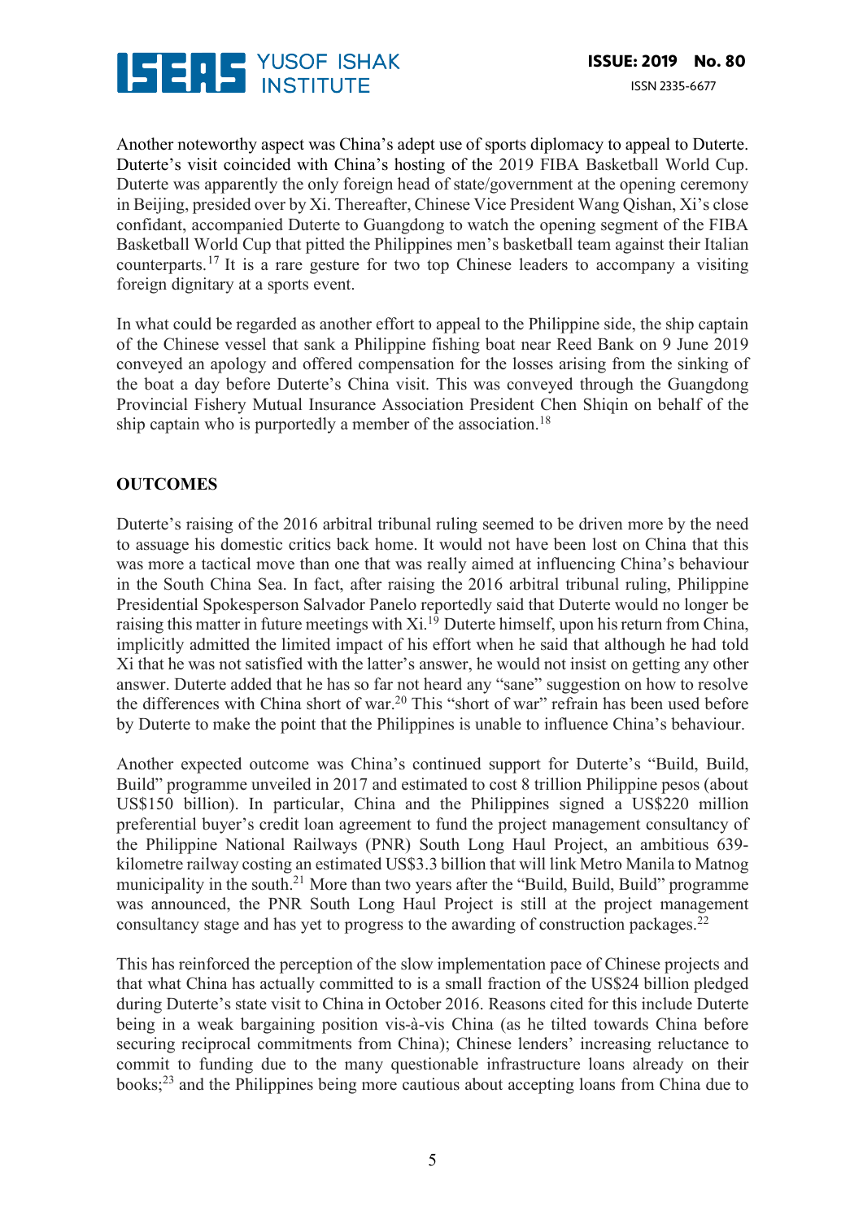Another noteworthy aspect was China's adept use of sports diplomacy to appeal to Duterte. Duterte's visit coincided with China's hosting of the 2019 FIBA Basketball World Cup. Duterte was apparently the only foreign head of state/government at the opening ceremony in Beijing, presided over by Xi. Thereafter, Chinese Vice President Wang Qishan, Xi's close confidant, accompanied Duterte to Guangdong to watch the opening segment of the FIBA Basketball World Cup that pitted the Philippines men's basketball team against their Italian counterparts.[17] It is a rare gesture for two top Chinese leaders to accompany a visiting foreign dignitary at a sports event.

In what could be regarded as another effort to appeal to the Philippine side, the ship captain of the Chinese vessel that sank a Philippine fishing boat near Reed Bank on 9 June 2019 conveyed an apology and offered compensation for the losses arising from the sinking of the boat a day before Duterte's China visit. This was conveyed through the Guangdong Provincial Fishery Mutual Insurance Association President Chen Shiqin on behalf of the ship captain who is purportedly a member of the association.[18]

## OUTCOMES

Duterte's raising of the 2016 arbitral tribunal ruling seemed to be driven more by the need to assuage his domestic critics back home. It would not have been lost on China that this was more a tactical move than one that was really aimed at influencing China's behaviour in the South China Sea. In fact, after raising the 2016 arbitral tribunal ruling, Philippine Presidential Spokesperson Salvador Panelo reportedly said that Duterte would no longer be raising this matter in future meetings with Xi.[19] Duterte himself, upon his return from China, implicitly admitted the limited impact of his effort when he said that although he had told Xi that he was not satisfied with the latter's answer, he would not insist on getting any other answer. Duterte added that he has so far not heard any "sane" suggestion on how to resolve the differences with China short of war.[20] This "short of war" refrain has been used before by Duterte to make the point that the Philippines is unable to influence China's behaviour.

Another expected outcome was China's continued support for Duterte's "Build, Build, Build" programme unveiled in 2017 and estimated to cost 8 trillion Philippine pesos (about US$150 billion). In particular, China and the Philippines signed a US$220 million preferential buyer's credit loan agreement to fund the project management consultancy of the Philippine National Railways (PNR) South Long Haul Project, an ambitious 639-kilometre railway costing an estimated US$3.3 billion that will link Metro Manila to Matnog municipality in the south.[21] More than two years after the "Build, Build, Build" programme was announced, the PNR South Long Haul Project is still at the project management consultancy stage and has yet to progress to the awarding of construction packages.[22]

This has reinforced the perception of the slow implementation pace of Chinese projects and that what China has actually committed to is a small fraction of the US$24 billion pledged during Duterte's state visit to China in October 2016. Reasons cited for this include Duterte being in a weak bargaining position vis-à-vis China (as he tilted towards China before securing reciprocal commitments from China); Chinese lenders' increasing reluctance to commit to funding due to the many questionable infrastructure loans already on their books;[23] and the Philippines being more cautious about accepting loans from China due to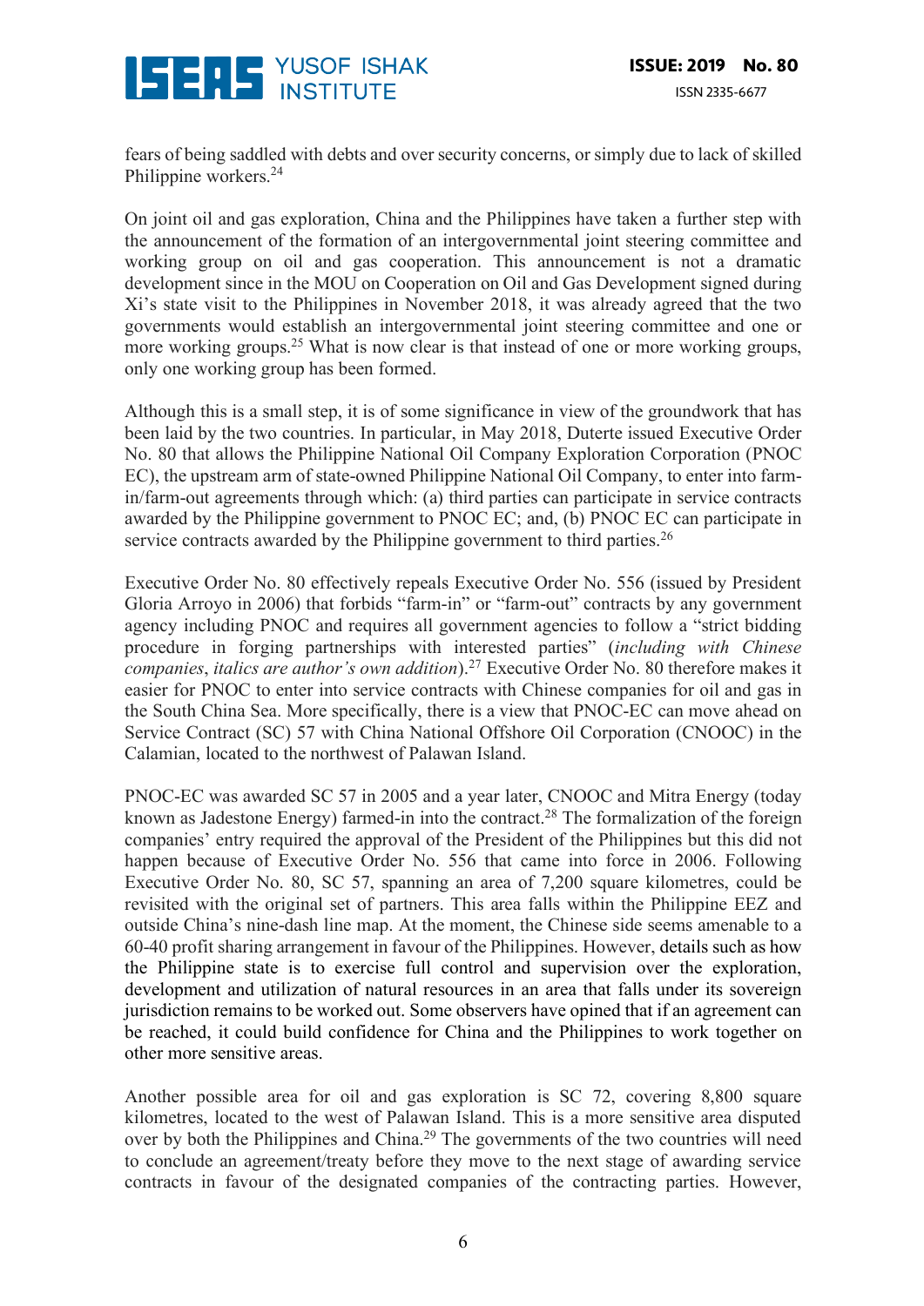fears of being saddled with debts and over security concerns, or simply due to lack of skilled Philippine workers.[24]

On joint oil and gas exploration, China and the Philippines have taken a further step with the announcement of the formation of an intergovernmental joint steering committee and working group on oil and gas cooperation. This announcement is not a dramatic development since in the MOU on Cooperation on Oil and Gas Development signed during Xi's state visit to the Philippines in November 2018, it was already agreed that the two governments would establish an intergovernmental joint steering committee and one or more working groups.[25] What is now clear is that instead of one or more working groups, only one working group has been formed.

Although this is a small step, it is of some significance in view of the groundwork that has been laid by the two countries. In particular, in May 2018, Duterte issued Executive Order No. 80 that allows the Philippine National Oil Company Exploration Corporation (PNOC EC), the upstream arm of state-owned Philippine National Oil Company, to enter into farm-in/farm-out agreements through which: (a) third parties can participate in service contracts awarded by the Philippine government to PNOC EC; and, (b) PNOC EC can participate in service contracts awarded by the Philippine government to third parties.[26]

Executive Order No. 80 effectively repeals Executive Order No. 556 (issued by President Gloria Arroyo in 2006) that forbids "farm-in" or "farm-out" contracts by any government agency including PNOC and requires all government agencies to follow a "strict bidding procedure in forging partnerships with interested parties" (*including with Chinese companies*, *italics are author's own addition*).[27] Executive Order No. 80 therefore makes it easier for PNOC to enter into service contracts with Chinese companies for oil and gas in the South China Sea. More specifically, there is a view that PNOC-EC can move ahead on Service Contract (SC) 57 with China National Offshore Oil Corporation (CNOOC) in the Calamian, located to the northwest of Palawan Island.

PNOC-EC was awarded SC 57 in 2005 and a year later, CNOOC and Mitra Energy (today known as Jadestone Energy) farmed-in into the contract.[28] The formalization of the foreign companies' entry required the approval of the President of the Philippines but this did not happen because of Executive Order No. 556 that came into force in 2006. Following Executive Order No. 80, SC 57, spanning an area of 7,200 square kilometres, could be revisited with the original set of partners. This area falls within the Philippine EEZ and outside China's nine-dash line map. At the moment, the Chinese side seems amenable to a 60-40 profit sharing arrangement in favour of the Philippines. However, details such as how the Philippine state is to exercise full control and supervision over the exploration, development and utilization of natural resources in an area that falls under its sovereign jurisdiction remains to be worked out. Some observers have opined that if an agreement can be reached, it could build confidence for China and the Philippines to work together on other more sensitive areas.

Another possible area for oil and gas exploration is SC 72, covering 8,800 square kilometres, located to the west of Palawan Island. This is a more sensitive area disputed over by both the Philippines and China.[29] The governments of the two countries will need to conclude an agreement/treaty before they move to the next stage of awarding service contracts in favour of the designated companies of the contracting parties. However,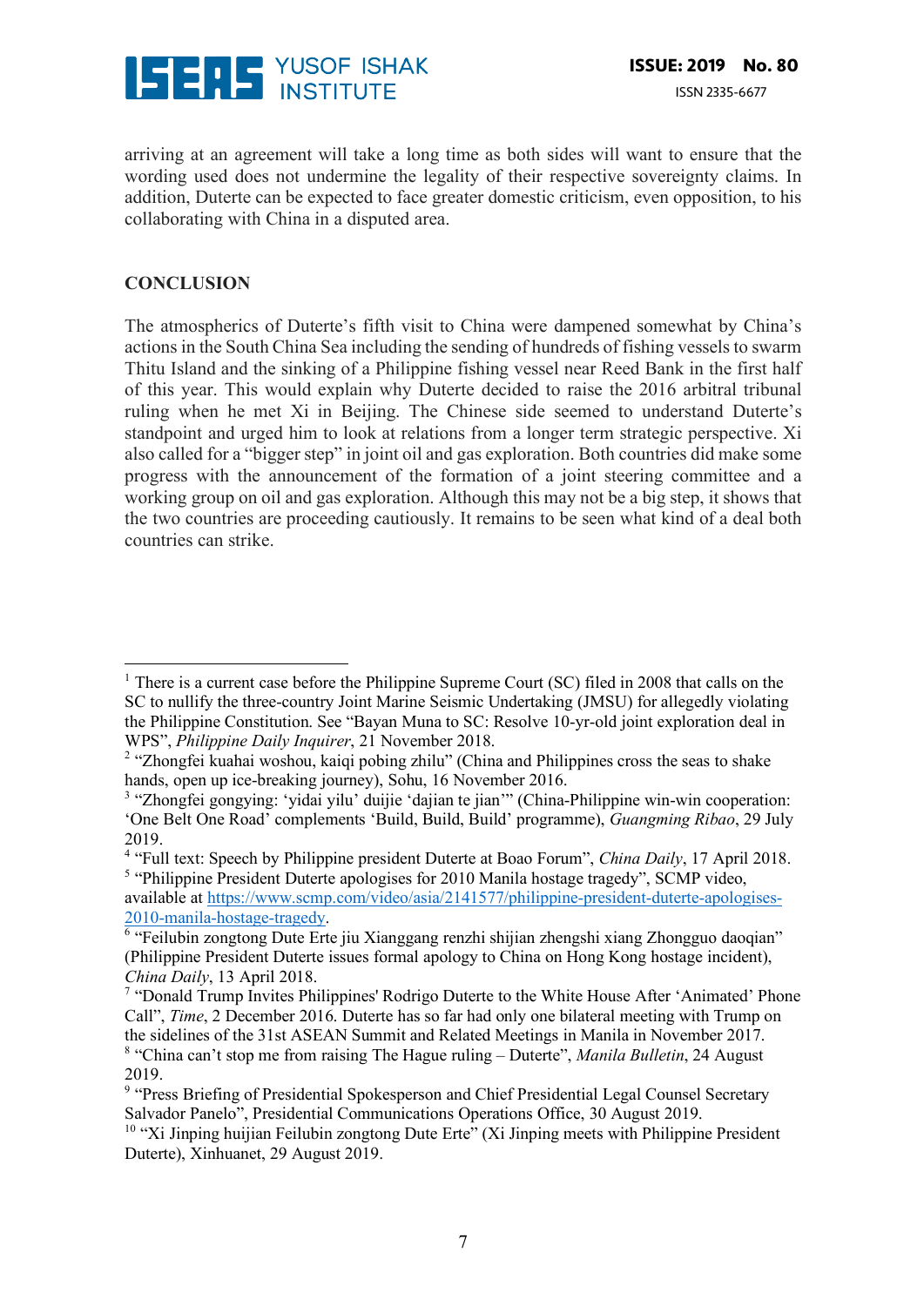arriving at an agreement will take a long time as both sides will want to ensure that the wording used does not undermine the legality of their respective sovereignty claims. In addition, Duterte can be expected to face greater domestic criticism, even opposition, to his collaborating with China in a disputed area.

## CONCLUSION

The atmospherics of Duterte's fifth visit to China were dampened somewhat by China's actions in the South China Sea including the sending of hundreds of fishing vessels to swarm Thitu Island and the sinking of a Philippine fishing vessel near Reed Bank in the first half of this year. This would explain why Duterte decided to raise the 2016 arbitral tribunal ruling when he met Xi in Beijing. The Chinese side seemed to understand Duterte's standpoint and urged him to look at relations from a longer term strategic perspective. Xi also called for a "bigger step" in joint oil and gas exploration. Both countries did make some progress with the announcement of the formation of a joint steering committee and a working group on oil and gas exploration. Although this may not be a big step, it shows that the two countries are proceeding cautiously. It remains to be seen what kind of a deal both countries can strike.

---

[1] There is a current case before the Philippine Supreme Court (SC) filed in 2008 that calls on the SC to nullify the three-country Joint Marine Seismic Undertaking (JMSU) for allegedly violating the Philippine Constitution. See "Bayan Muna to SC: Resolve 10-yr-old joint exploration deal in WPS", *Philippine Daily Inquirer*, 21 November 2018.

[2] "Zhongfei kuahai woshou, kaiqi pobing zhilu" (China and Philippines cross the seas to shake hands, open up ice-breaking journey), Sohu, 16 November 2016.

[3] "Zhongfei gongying: 'yidai yilu' duijie 'dajian te jian'" (China-Philippine win-win cooperation: 'One Belt One Road' complements 'Build, Build, Build' programme), *Guangming Ribao*, 29 July 2019.

[4] "Full text: Speech by Philippine president Duterte at Boao Forum", *China Daily*, 17 April 2018.

[5] "Philippine President Duterte apologises for 2010 Manila hostage tragedy", SCMP video, available at https://www.scmp.com/video/asia/2141577/philippine-president-duterte-apologises-2010-manila-hostage-tragedy.

[6] "Feilubin zongtong Dute Erte jiu Xianggang renzhi shijian zhengshi xiang Zhongguo daoqian" (Philippine President Duterte issues formal apology to China on Hong Kong hostage incident), *China Daily*, 13 April 2018.

[7] "Donald Trump Invites Philippines' Rodrigo Duterte to the White House After 'Animated' Phone Call", *Time*, 2 December 2016. Duterte has so far had only one bilateral meeting with Trump on the sidelines of the 31st ASEAN Summit and Related Meetings in Manila in November 2017.

[8] "China can't stop me from raising The Hague ruling – Duterte", *Manila Bulletin*, 24 August 2019.

[9] "Press Briefing of Presidential Spokesperson and Chief Presidential Legal Counsel Secretary Salvador Panelo", Presidential Communications Operations Office, 30 August 2019.

[10] "Xi Jinping huijian Feilubin zongtong Dute Erte" (Xi Jinping meets with Philippine President Duterte), Xinhuanet, 29 August 2019.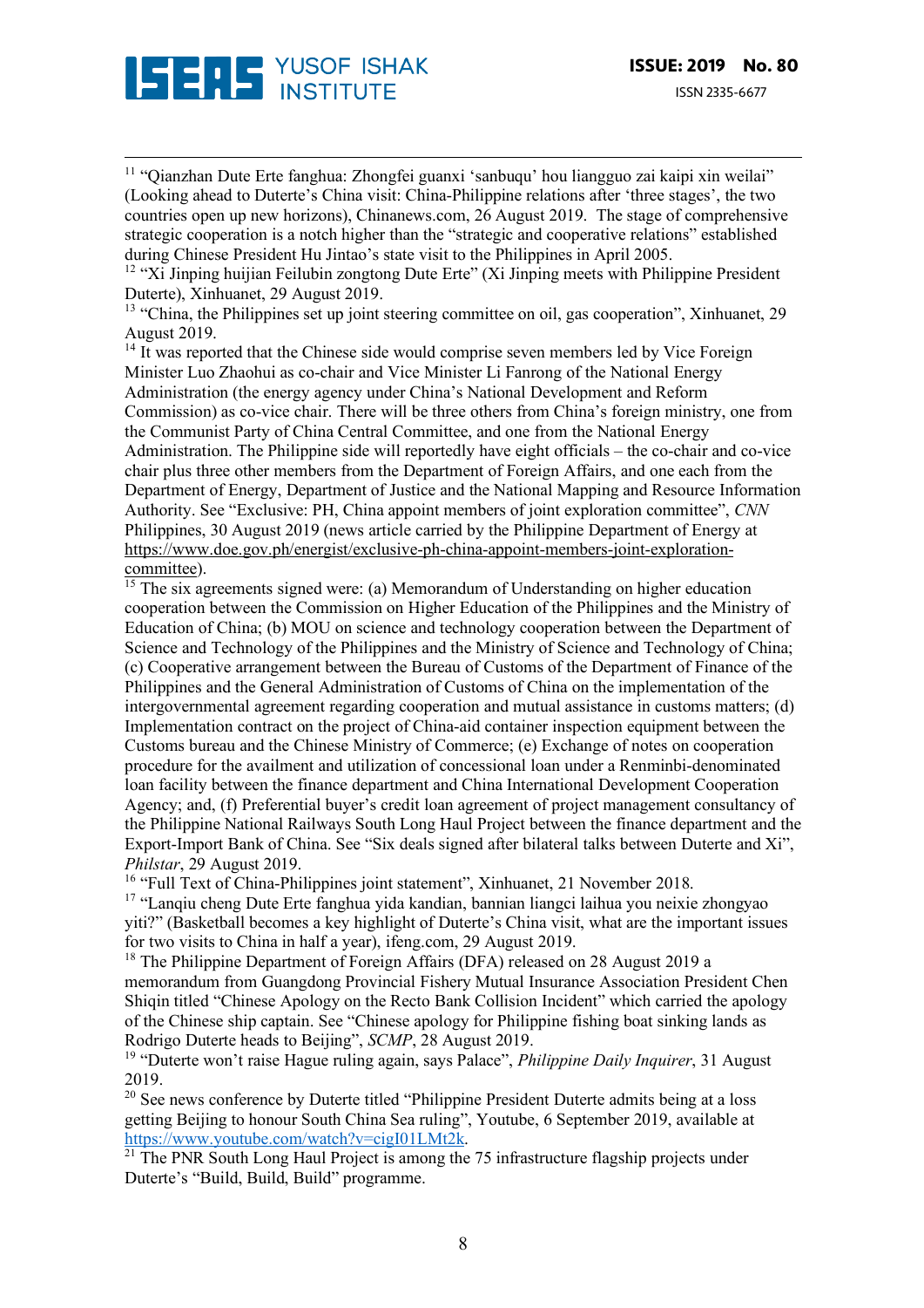[11] "Qianzhan Dute Erte fanghua: Zhongfei guanxi 'sanbuqu' hou liangguo zai kaipi xin weilai" (Looking ahead to Duterte's China visit: China-Philippine relations after 'three stages', the two countries open up new horizons), Chinanews.com, 26 August 2019. The stage of comprehensive strategic cooperation is a notch higher than the "strategic and cooperative relations" established during Chinese President Hu Jintao's state visit to the Philippines in April 2005.

[12] "Xi Jinping huijian Feilubin zongtong Dute Erte" (Xi Jinping meets with Philippine President Duterte), Xinhuanet, 29 August 2019.

[13] "China, the Philippines set up joint steering committee on oil, gas cooperation", Xinhuanet, 29 August 2019.

[14] It was reported that the Chinese side would comprise seven members led by Vice Foreign Minister Luo Zhaohui as co-chair and Vice Minister Li Fanrong of the National Energy Administration (the energy agency under China's National Development and Reform Commission) as co-vice chair. There will be three others from China's foreign ministry, one from the Communist Party of China Central Committee, and one from the National Energy Administration. The Philippine side will reportedly have eight officials – the co-chair and co-vice chair plus three other members from the Department of Foreign Affairs, and one each from the Department of Energy, Department of Justice and the National Mapping and Resource Information Authority. See "Exclusive: PH, China appoint members of joint exploration committee", *CNN* Philippines, 30 August 2019 (news article carried by the Philippine Department of Energy at https://www.doe.gov.ph/energist/exclusive-ph-china-appoint-members-joint-exploration-committee).

[15] The six agreements signed were: (a) Memorandum of Understanding on higher education cooperation between the Commission on Higher Education of the Philippines and the Ministry of Education of China; (b) MOU on science and technology cooperation between the Department of Science and Technology of the Philippines and the Ministry of Science and Technology of China; (c) Cooperative arrangement between the Bureau of Customs of the Department of Finance of the Philippines and the General Administration of Customs of China on the implementation of the intergovernmental agreement regarding cooperation and mutual assistance in customs matters; (d) Implementation contract on the project of China-aid container inspection equipment between the Customs bureau and the Chinese Ministry of Commerce; (e) Exchange of notes on cooperation procedure for the availment and utilization of concessional loan under a Renminbi-denominated loan facility between the finance department and China International Development Cooperation Agency; and, (f) Preferential buyer's credit loan agreement of project management consultancy of the Philippine National Railways South Long Haul Project between the finance department and the Export-Import Bank of China. See "Six deals signed after bilateral talks between Duterte and Xi", *Philstar*, 29 August 2019.

[16] "Full Text of China-Philippines joint statement", Xinhuanet, 21 November 2018.

[17] "Lanqiu cheng Dute Erte fanghua yida kandian, bannian liangci laihua you neixie zhongyao yiti?" (Basketball becomes a key highlight of Duterte's China visit, what are the important issues for two visits to China in half a year), ifeng.com, 29 August 2019.

[18] The Philippine Department of Foreign Affairs (DFA) released on 28 August 2019 a memorandum from Guangdong Provincial Fishery Mutual Insurance Association President Chen Shiqin titled "Chinese Apology on the Recto Bank Collision Incident" which carried the apology of the Chinese ship captain. See "Chinese apology for Philippine fishing boat sinking lands as Rodrigo Duterte heads to Beijing", *SCMP*, 28 August 2019.

[19] "Duterte won't raise Hague ruling again, says Palace", *Philippine Daily Inquirer*, 31 August 2019.

[20] See news conference by Duterte titled "Philippine President Duterte admits being at a loss getting Beijing to honour South China Sea ruling", Youtube, 6 September 2019, available at https://www.youtube.com/watch?v=cigI01LMt2k.

[21] The PNR South Long Haul Project is among the 75 infrastructure flagship projects under Duterte's "Build, Build, Build" programme.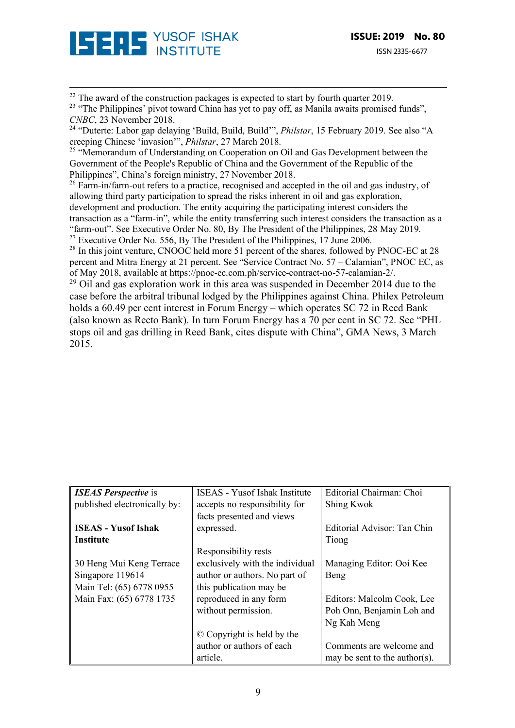[22] The award of the construction packages is expected to start by fourth quarter 2019.

[23] "The Philippines' pivot toward China has yet to pay off, as Manila awaits promised funds", *CNBC*, 23 November 2018.

[24] "Duterte: Labor gap delaying 'Build, Build, Build'", *Philstar*, 15 February 2019. See also "A creeping Chinese 'invasion'", *Philstar*, 27 March 2018.

[25] "Memorandum of Understanding on Cooperation on Oil and Gas Development between the Government of the People's Republic of China and the Government of the Republic of the Philippines", China's foreign ministry, 27 November 2018.

[26] Farm-in/farm-out refers to a practice, recognised and accepted in the oil and gas industry, of allowing third party participation to spread the risks inherent in oil and gas exploration, development and production. The entity acquiring the participating interest considers the transaction as a "farm-in", while the entity transferring such interest considers the transaction as a "farm-out". See Executive Order No. 80, By The President of the Philippines, 28 May 2019.

[27] Executive Order No. 556, By The President of the Philippines, 17 June 2006.

[28] In this joint venture, CNOOC held more 51 percent of the shares, followed by PNOC-EC at 28 percent and Mitra Energy at 21 percent. See "Service Contract No. 57 – Calamian", PNOC EC, as of May 2018, available at https://pnoc-ec.com.ph/service-contract-no-57-calamian-2/.

[29] Oil and gas exploration work in this area was suspended in December 2014 due to the case before the arbitral tribunal lodged by the Philippines against China. Philex Petroleum holds a 60.49 per cent interest in Forum Energy – which operates SC 72 in Reed Bank (also known as Recto Bank). In turn Forum Energy has a 70 per cent in SC 72. See "PHL stops oil and gas drilling in Reed Bank, cites dispute with China", GMA News, 3 March 2015.

| | | |
|---|---|---|
| ***ISEAS Perspective*** is published electronically by:<br><br>**ISEAS - Yusof Ishak Institute**<br><br>30 Heng Mui Keng Terrace<br>Singapore 119614<br>Main Tel: (65) 6778 0955<br>Main Fax: (65) 6778 1735 | ISEAS - Yusof Ishak Institute accepts no responsibility for facts presented and views expressed.<br><br>Responsibility rests exclusively with the individual author or authors. No part of this publication may be reproduced in any form without permission.<br><br>© Copyright is held by the author or authors of each article. | Editorial Chairman: Choi Shing Kwok<br><br>Editorial Advisor: Tan Chin Tiong<br><br>Managing Editor: Ooi Kee Beng<br><br>Editors: Malcolm Cook, Lee Poh Onn, Benjamin Loh and Ng Kah Meng<br><br>Comments are welcome and may be sent to the author(s). |